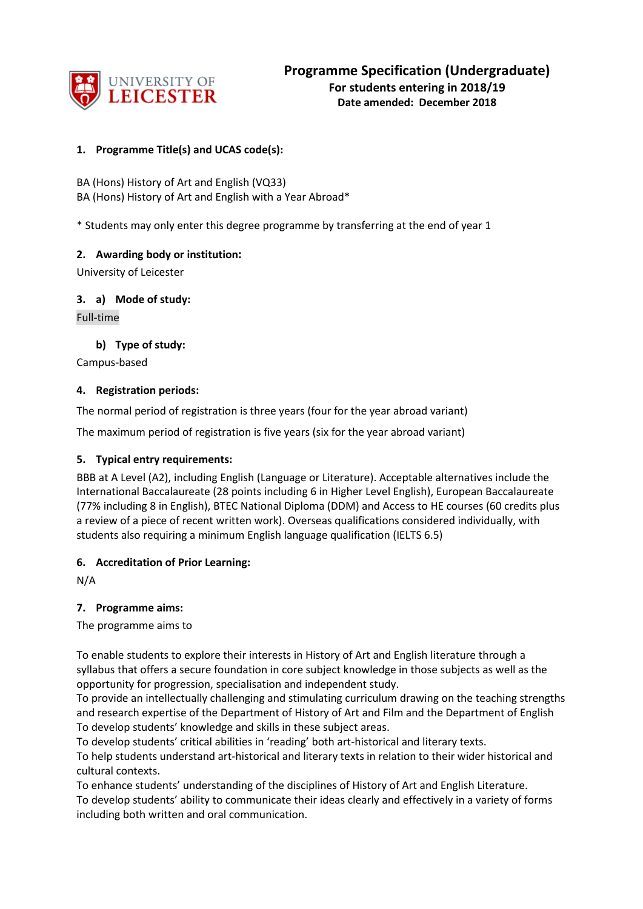UNIVERSITY OF LEICESTER

# Programme Specification (Undergraduate)

**For students entering in 2018/19**

**Date amended: December 2018**

### 1. Programme Title(s) and UCAS code(s):

BA (Hons) History of Art and English (VQ33)
BA (Hons) History of Art and English with a Year Abroad*

* Students may only enter this degree programme by transferring at the end of year 1

### 2. Awarding body or institution:

University of Leicester

### 3. a) Mode of study:

Full-time

### b) Type of study:

Campus-based

### 4. Registration periods:

The normal period of registration is three years (four for the year abroad variant)

The maximum period of registration is five years (six for the year abroad variant)

### 5. Typical entry requirements:

BBB at A Level (A2), including English (Language or Literature). Acceptable alternatives include the International Baccalaureate (28 points including 6 in Higher Level English), European Baccalaureate (77% including 8 in English), BTEC National Diploma (DDM) and Access to HE courses (60 credits plus a review of a piece of recent written work). Overseas qualifications considered individually, with students also requiring a minimum English language qualification (IELTS 6.5)

### 6. Accreditation of Prior Learning:

N/A

### 7. Programme aims:

The programme aims to

To enable students to explore their interests in History of Art and English literature through a syllabus that offers a secure foundation in core subject knowledge in those subjects as well as the opportunity for progression, specialisation and independent study.
To provide an intellectually challenging and stimulating curriculum drawing on the teaching strengths and research expertise of the Department of History of Art and Film and the Department of English
To develop students' knowledge and skills in these subject areas.
To develop students' critical abilities in 'reading' both art-historical and literary texts.
To help students understand art-historical and literary texts in relation to their wider historical and cultural contexts.
To enhance students' understanding of the disciplines of History of Art and English Literature.
To develop students' ability to communicate their ideas clearly and effectively in a variety of forms including both written and oral communication.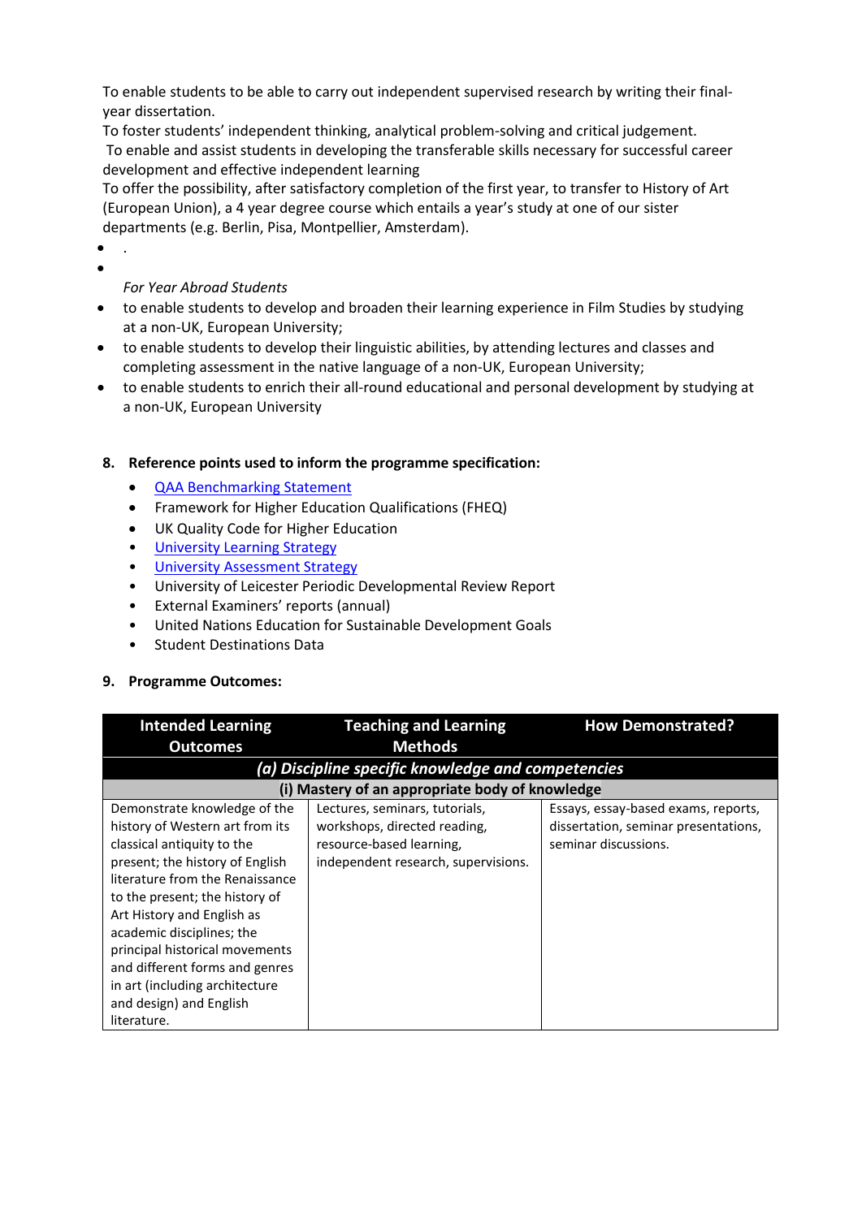To enable students to be able to carry out independent supervised research by writing their final-year dissertation.
To foster students' independent thinking, analytical problem-solving and critical judgement.
To enable and assist students in developing the transferable skills necessary for successful career development and effective independent learning
To offer the possibility, after satisfactory completion of the first year, to transfer to History of Art (European Union), a 4 year degree course which entails a year's study at one of our sister departments (e.g. Berlin, Pisa, Montpellier, Amsterdam).

- .
- 

*For Year Abroad Students*

- to enable students to develop and broaden their learning experience in Film Studies by studying at a non-UK, European University;
- to enable students to develop their linguistic abilities, by attending lectures and classes and completing assessment in the native language of a non-UK, European University;
- to enable students to enrich their all-round educational and personal development by studying at a non-UK, European University

## 8. Reference points used to inform the programme specification:

- [QAA Benchmarking Statement]
- Framework for Higher Education Qualifications (FHEQ)
- UK Quality Code for Higher Education
- [University Learning Strategy]
- [University Assessment Strategy]
- University of Leicester Periodic Developmental Review Report
- External Examiners' reports (annual)
- United Nations Education for Sustainable Development Goals
- Student Destinations Data

## 9. Programme Outcomes:

| Intended Learning Outcomes | Teaching and Learning Methods | How Demonstrated? |
|---|---|---|
| ***(a) Discipline specific knowledge and competencies*** | | |
| **(i) Mastery of an appropriate body of knowledge** | | |
| Demonstrate knowledge of the history of Western art from its classical antiquity to the present; the history of English literature from the Renaissance to the present; the history of Art History and English as academic disciplines; the principal historical movements and different forms and genres in art (including architecture and design) and English literature. | Lectures, seminars, tutorials, workshops, directed reading, resource-based learning, independent research, supervisions. | Essays, essay-based exams, reports, dissertation, seminar presentations, seminar discussions. |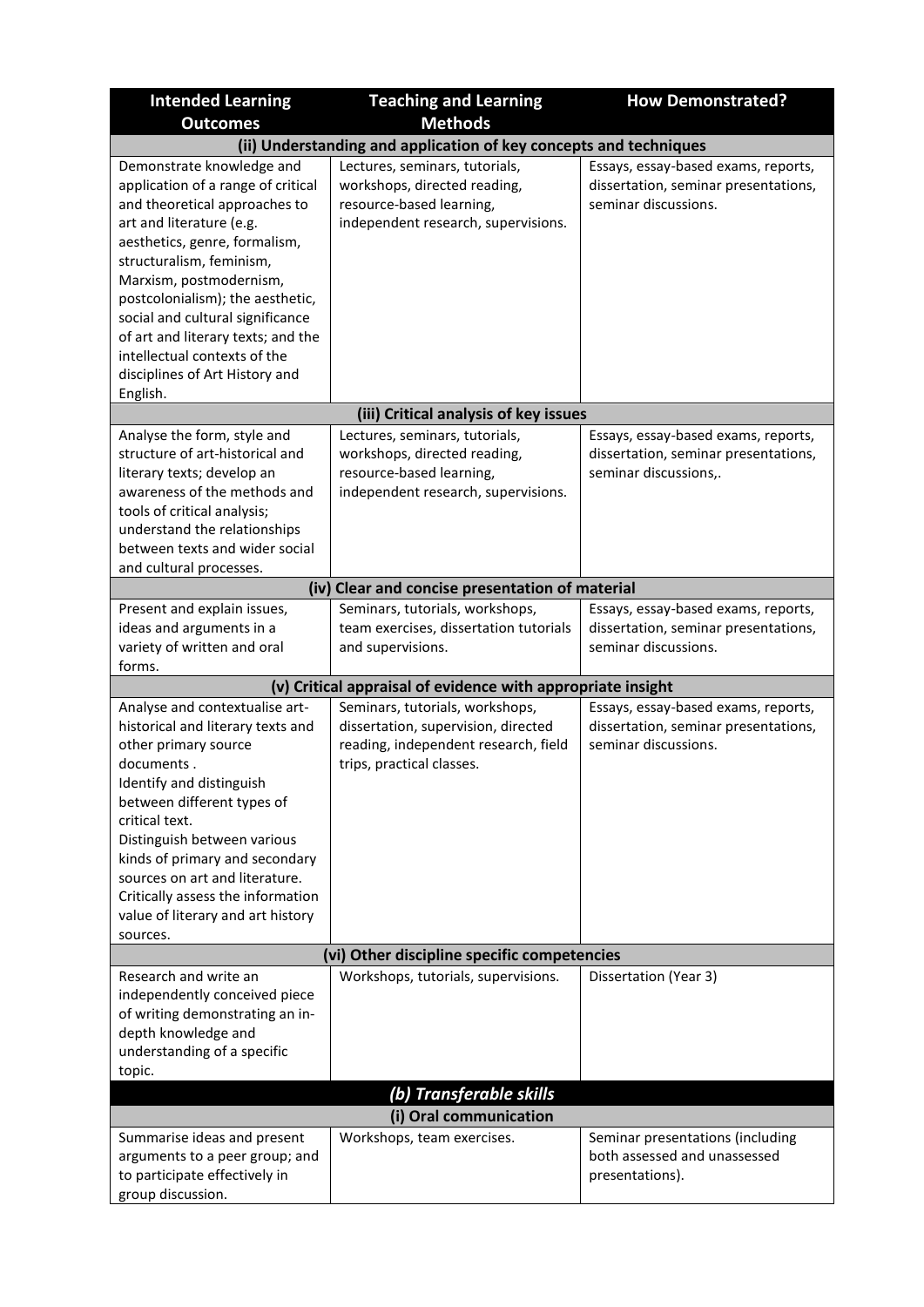| Intended Learning Outcomes | Teaching and Learning Methods | How Demonstrated? |
|---|---|---|
| **(ii) Understanding and application of key concepts and techniques** | | |
| Demonstrate knowledge and application of a range of critical and theoretical approaches to art and literature (e.g. aesthetics, genre, formalism, structuralism, feminism, Marxism, postmodernism, postcolonialism); the aesthetic, social and cultural significance of art and literary texts; and the intellectual contexts of the disciplines of Art History and English. | Lectures, seminars, tutorials, workshops, directed reading, resource-based learning, independent research, supervisions. | Essays, essay-based exams, reports, dissertation, seminar presentations, seminar discussions. |
| **(iii) Critical analysis of key issues** | | |
| Analyse the form, style and structure of art-historical and literary texts; develop an awareness of the methods and tools of critical analysis; understand the relationships between texts and wider social and cultural processes. | Lectures, seminars, tutorials, workshops, directed reading, resource-based learning, independent research, supervisions. | Essays, essay-based exams, reports, dissertation, seminar presentations, seminar discussions,. |
| **(iv) Clear and concise presentation of material** | | |
| Present and explain issues, ideas and arguments in a variety of written and oral forms. | Seminars, tutorials, workshops, team exercises, dissertation tutorials and supervisions. | Essays, essay-based exams, reports, dissertation, seminar presentations, seminar discussions. |
| **(v) Critical appraisal of evidence with appropriate insight** | | |
| Analyse and contextualise art-historical and literary texts and other primary source documents . Identify and distinguish between different types of critical text. Distinguish between various kinds of primary and secondary sources on art and literature. Critically assess the information value of literary and art history sources. | Seminars, tutorials, workshops, dissertation, supervision, directed reading, independent research, field trips, practical classes. | Essays, essay-based exams, reports, dissertation, seminar presentations, seminar discussions. |
| **(vi) Other discipline specific competencies** | | |
| Research and write an independently conceived piece of writing demonstrating an in-depth knowledge and understanding of a specific topic. | Workshops, tutorials, supervisions. | Dissertation (Year 3) |
| ***(b) Transferable skills*** | | |
| **(i) Oral communication** | | |
| Summarise ideas and present arguments to a peer group; and to participate effectively in group discussion. | Workshops, team exercises. | Seminar presentations (including both assessed and unassessed presentations). |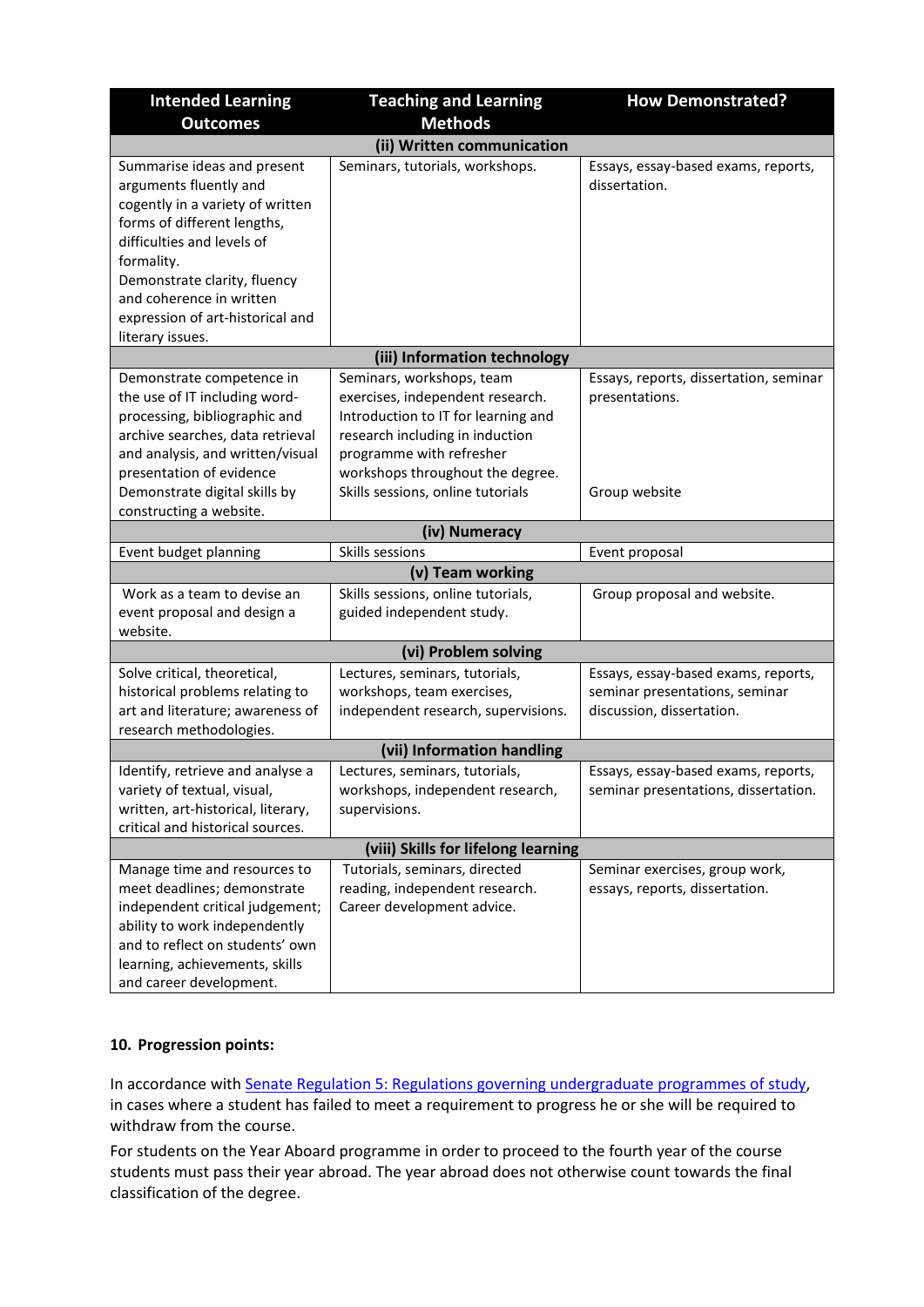| Intended Learning Outcomes | Teaching and Learning Methods | How Demonstrated? |
|---|---|---|
| **(ii) Written communication** | | |
| Summarise ideas and present arguments fluently and cogently in a variety of written forms of different lengths, difficulties and levels of formality. Demonstrate clarity, fluency and coherence in written expression of art-historical and literary issues. | Seminars, tutorials, workshops. | Essays, essay-based exams, reports, dissertation. |
| **(iii) Information technology** | | |
| Demonstrate competence in the use of IT including word-processing, bibliographic and archive searches, data retrieval and analysis, and written/visual presentation of evidence. Demonstrate digital skills by constructing a website. | Seminars, workshops, team exercises, independent research. Introduction to IT for learning and research including in induction programme with refresher workshops throughout the degree. Skills sessions, online tutorials | Essays, reports, dissertation, seminar presentations. Group website |
| **(iv) Numeracy** | | |
| Event budget planning | Skills sessions | Event proposal |
| **(v) Team working** | | |
| Work as a team to devise an event proposal and design a website. | Skills sessions, online tutorials, guided independent study. | Group proposal and website. |
| **(vi) Problem solving** | | |
| Solve critical, theoretical, historical problems relating to art and literature; awareness of research methodologies. | Lectures, seminars, tutorials, workshops, team exercises, independent research, supervisions. | Essays, essay-based exams, reports, seminar presentations, seminar discussion, dissertation. |
| **(vii) Information handling** | | |
| Identify, retrieve and analyse a variety of textual, visual, written, art-historical, literary, critical and historical sources. | Lectures, seminars, tutorials, workshops, independent research, supervisions. | Essays, essay-based exams, reports, seminar presentations, dissertation. |
| **(viii) Skills for lifelong learning** | | |
| Manage time and resources to meet deadlines; demonstrate independent critical judgement; ability to work independently and to reflect on students' own learning, achievements, skills and career development. | Tutorials, seminars, directed reading, independent research. Career development advice. | Seminar exercises, group work, essays, reports, dissertation. |

**10. Progression points:**

In accordance with Senate Regulation 5: Regulations governing undergraduate programmes of study, in cases where a student has failed to meet a requirement to progress he or she will be required to withdraw from the course.

For students on the Year Aboard programme in order to proceed to the fourth year of the course students must pass their year abroad. The year abroad does not otherwise count towards the final classification of the degree.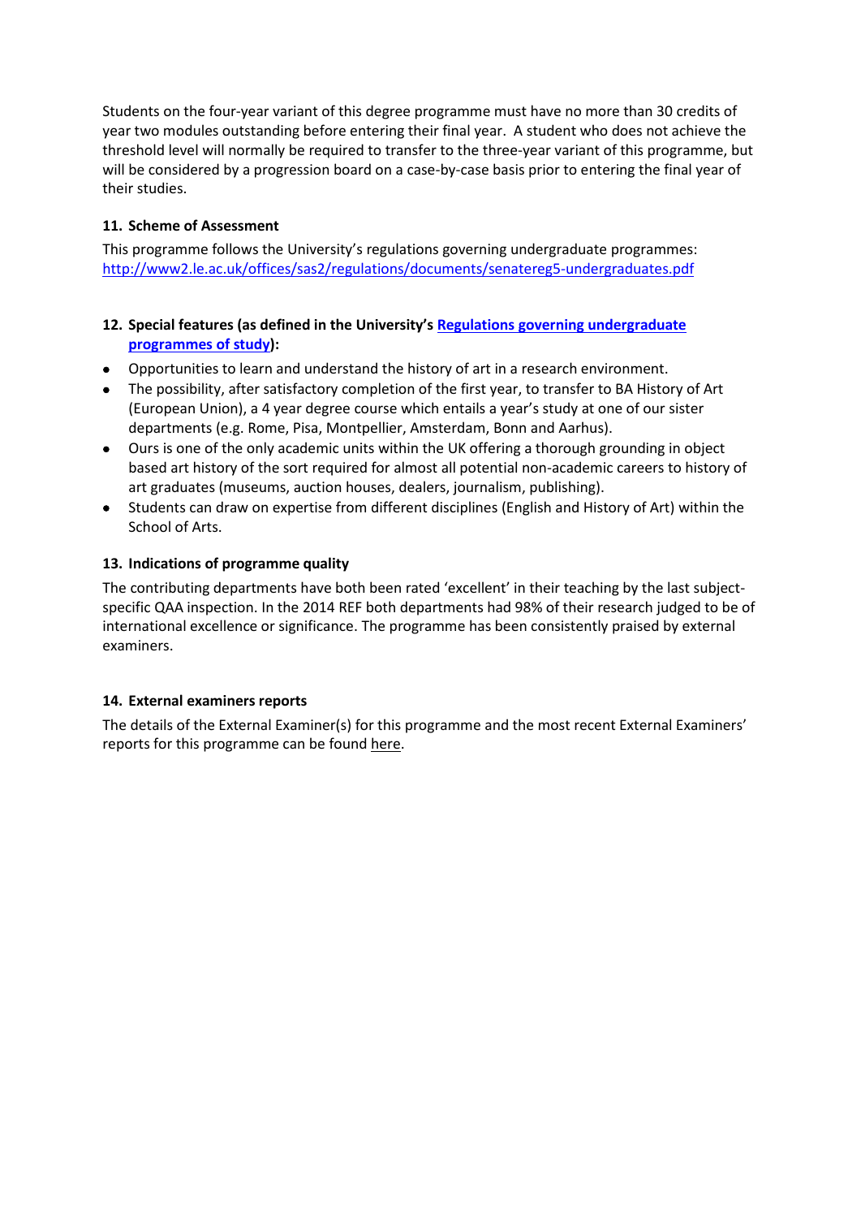Students on the four-year variant of this degree programme must have no more than 30 credits of year two modules outstanding before entering their final year. A student who does not achieve the threshold level will normally be required to transfer to the three-year variant of this programme, but will be considered by a progression board on a case-by-case basis prior to entering the final year of their studies.

### 11. Scheme of Assessment

This programme follows the University's regulations governing undergraduate programmes: [http://www2.le.ac.uk/offices/sas2/regulations/documents/senatereg5-undergraduates.pdf](http://www2.le.ac.uk/offices/sas2/regulations/documents/senatereg5-undergraduates.pdf)

### 12. Special features (as defined in the University's [Regulations governing undergraduate programmes of study](#)):

- Opportunities to learn and understand the history of art in a research environment.
- The possibility, after satisfactory completion of the first year, to transfer to BA History of Art (European Union), a 4 year degree course which entails a year's study at one of our sister departments (e.g. Rome, Pisa, Montpellier, Amsterdam, Bonn and Aarhus).
- Ours is one of the only academic units within the UK offering a thorough grounding in object based art history of the sort required for almost all potential non-academic careers to history of art graduates (museums, auction houses, dealers, journalism, publishing).
- Students can draw on expertise from different disciplines (English and History of Art) within the School of Arts.

### 13. Indications of programme quality

The contributing departments have both been rated 'excellent' in their teaching by the last subject-specific QAA inspection. In the 2014 REF both departments had 98% of their research judged to be of international excellence or significance. The programme has been consistently praised by external examiners.

### 14. External examiners reports

The details of the External Examiner(s) for this programme and the most recent External Examiners' reports for this programme can be found here.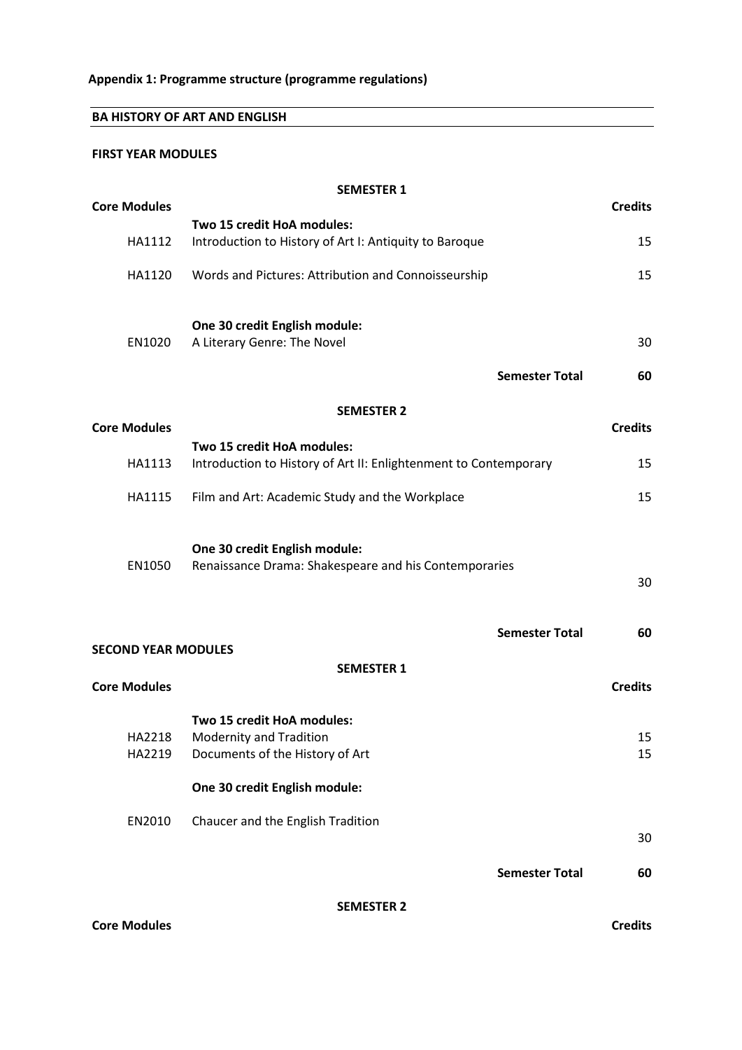**Appendix 1: Programme structure (programme regulations)**

## BA HISTORY OF ART AND ENGLISH

### FIRST YEAR MODULES

**SEMESTER 1**

| **Core Modules** | | **Credits** |
|---|---|---|
| | **Two 15 credit HoA modules:** | |
| HA1112 | Introduction to History of Art I: Antiquity to Baroque | 15 |
| HA1120 | Words and Pictures: Attribution and Connoisseurship | 15 |
| | **One 30 credit English module:** | |
| EN1020 | A Literary Genre: The Novel | 30 |
| | **Semester Total** | **60** |

**SEMESTER 2**

| **Core Modules** | | **Credits** |
|---|---|---|
| | **Two 15 credit HoA modules:** | |
| HA1113 | Introduction to History of Art II: Enlightenment to Contemporary | 15 |
| HA1115 | Film and Art: Academic Study and the Workplace | 15 |
| | **One 30 credit English module:** | |
| EN1050 | Renaissance Drama: Shakespeare and his Contemporaries | 30 |
| | **Semester Total** | **60** |

### SECOND YEAR MODULES

**SEMESTER 1**

| **Core Modules** | | **Credits** |
|---|---|---|
| | **Two 15 credit HoA modules:** | |
| HA2218 | Modernity and Tradition | 15 |
| HA2219 | Documents of the History of Art | 15 |
| | **One 30 credit English module:** | |
| EN2010 | Chaucer and the English Tradition | 30 |
| | **Semester Total** | **60** |

**SEMESTER 2**

| **Core Modules** | | **Credits** |
|---|---|---|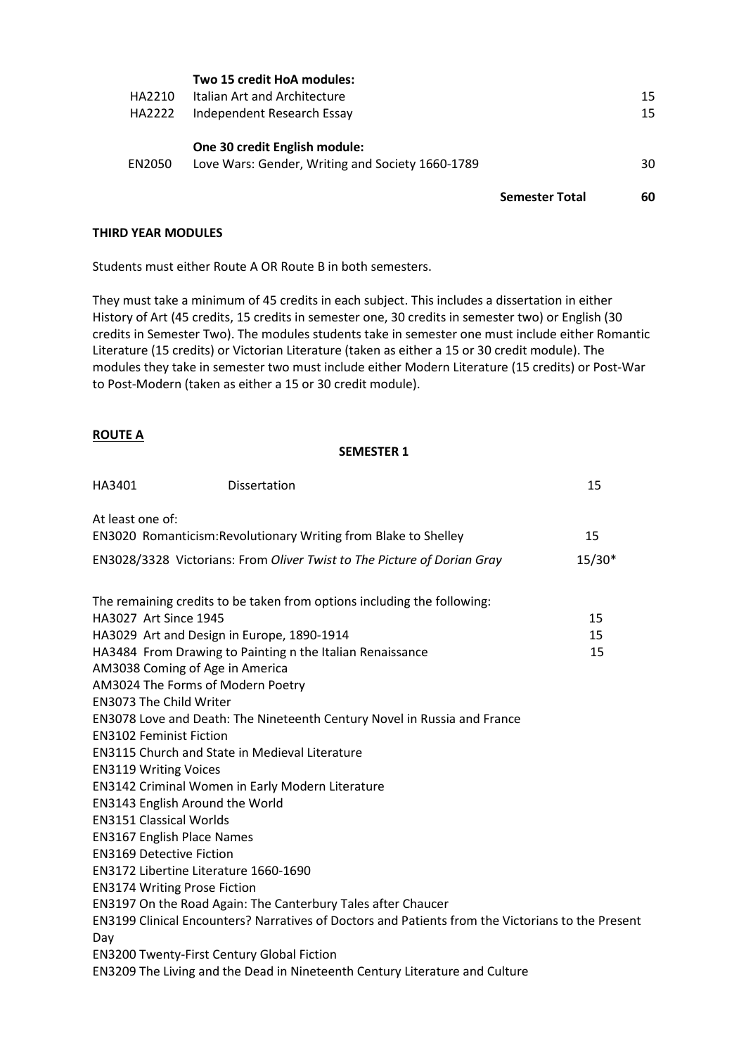| | **Two 15 credit HoA modules:** | |
|---|---|---|
| HA2210 | Italian Art and Architecture | 15 |
| HA2222 | Independent Research Essay | 15 |
| | **One 30 credit English module:** | |
| EN2050 | Love Wars: Gender, Writing and Society 1660-1789 | 30 |
| | **Semester Total** | **60** |

**THIRD YEAR MODULES**

Students must either Route A OR Route B in both semesters.

They must take a minimum of 45 credits in each subject. This includes a dissertation in either History of Art (45 credits, 15 credits in semester one, 30 credits in semester two) or English (30 credits in Semester Two). The modules students take in semester one must include either Romantic Literature (15 credits) or Victorian Literature (taken as either a 15 or 30 credit module). The modules they take in semester two must include either Modern Literature (15 credits) or Post-War to Post-Modern (taken as either a 15 or 30 credit module).

**ROUTE A**

**SEMESTER 1**

| | | |
|---|---|---|
| HA3401 | Dissertation | 15 |

At least one of:

| | |
|---|---|
| EN3020 Romanticism:Revolutionary Writing from Blake to Shelley | 15 |
| EN3028/3328 Victorians: From *Oliver Twist to The Picture of Dorian Gray* | 15/30* |

The remaining credits to be taken from options including the following:

| | |
|---|---|
| HA3027 Art Since 1945 | 15 |
| HA3029 Art and Design in Europe, 1890-1914 | 15 |
| HA3484 From Drawing to Painting n the Italian Renaissance | 15 |

AM3038 Coming of Age in America
AM3024 The Forms of Modern Poetry
EN3073 The Child Writer
EN3078 Love and Death: The Nineteenth Century Novel in Russia and France
EN3102 Feminist Fiction
EN3115 Church and State in Medieval Literature
EN3119 Writing Voices
EN3142 Criminal Women in Early Modern Literature
EN3143 English Around the World
EN3151 Classical Worlds
EN3167 English Place Names
EN3169 Detective Fiction
EN3172 Libertine Literature 1660-1690
EN3174 Writing Prose Fiction
EN3197 On the Road Again: The Canterbury Tales after Chaucer
EN3199 Clinical Encounters? Narratives of Doctors and Patients from the Victorians to the Present Day
EN3200 Twenty-First Century Global Fiction
EN3209 The Living and the Dead in Nineteenth Century Literature and Culture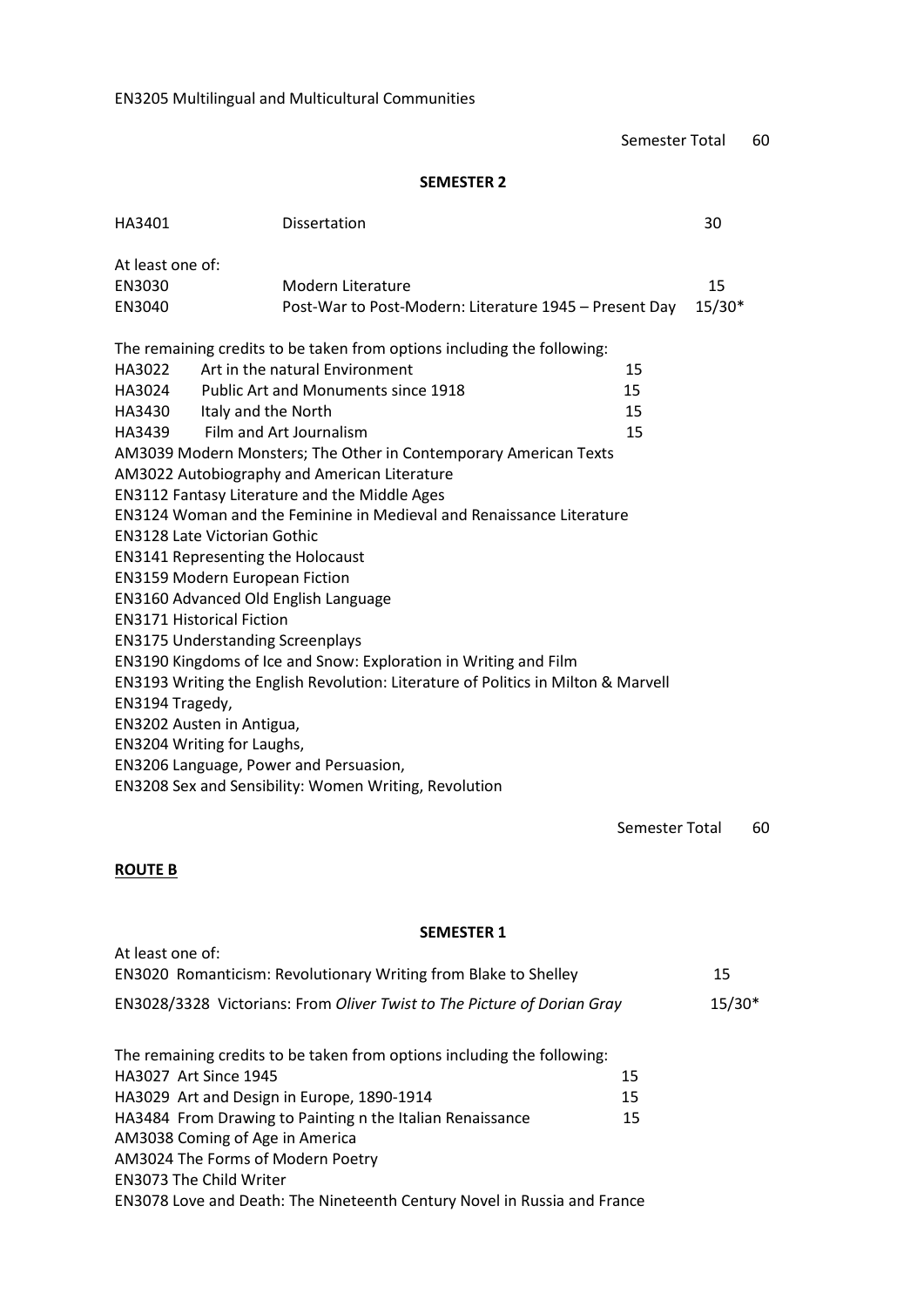EN3205 Multilingual and Multicultural Communities

Semester Total 60

**SEMESTER 2**

| | | |
|---|---|---|
| HA3401 | Dissertation | 30 |

At least one of:

| | | |
|---|---|---|
| EN3030 | Modern Literature | 15 |
| EN3040 | Post-War to Post-Modern: Literature 1945 – Present Day | 15/30* |

The remaining credits to be taken from options including the following:

| | | |
|---|---|---|
| HA3022 | Art in the natural Environment | 15 |
| HA3024 | Public Art and Monuments since 1918 | 15 |
| HA3430 | Italy and the North | 15 |
| HA3439 | Film and Art Journalism | 15 |

AM3039 Modern Monsters; The Other in Contemporary American Texts
AM3022 Autobiography and American Literature
EN3112 Fantasy Literature and the Middle Ages
EN3124 Woman and the Feminine in Medieval and Renaissance Literature
EN3128 Late Victorian Gothic
EN3141 Representing the Holocaust
EN3159 Modern European Fiction
EN3160 Advanced Old English Language
EN3171 Historical Fiction
EN3175 Understanding Screenplays
EN3190 Kingdoms of Ice and Snow: Exploration in Writing and Film
EN3193 Writing the English Revolution: Literature of Politics in Milton & Marvell
EN3194 Tragedy,
EN3202 Austen in Antigua,
EN3204 Writing for Laughs,
EN3206 Language, Power and Persuasion,
EN3208 Sex and Sensibility: Women Writing, Revolution

Semester Total 60

**ROUTE B**

**SEMESTER 1**

At least one of:

| | |
|---|---|
| EN3020 Romanticism: Revolutionary Writing from Blake to Shelley | 15 |
| EN3028/3328 Victorians: From *Oliver Twist to The Picture of Dorian Gray* | 15/30* |

The remaining credits to be taken from options including the following:

| | |
|---|---|
| HA3027 Art Since 1945 | 15 |
| HA3029 Art and Design in Europe, 1890-1914 | 15 |
| HA3484 From Drawing to Painting n the Italian Renaissance | 15 |

AM3038 Coming of Age in America
AM3024 The Forms of Modern Poetry
EN3073 The Child Writer
EN3078 Love and Death: The Nineteenth Century Novel in Russia and France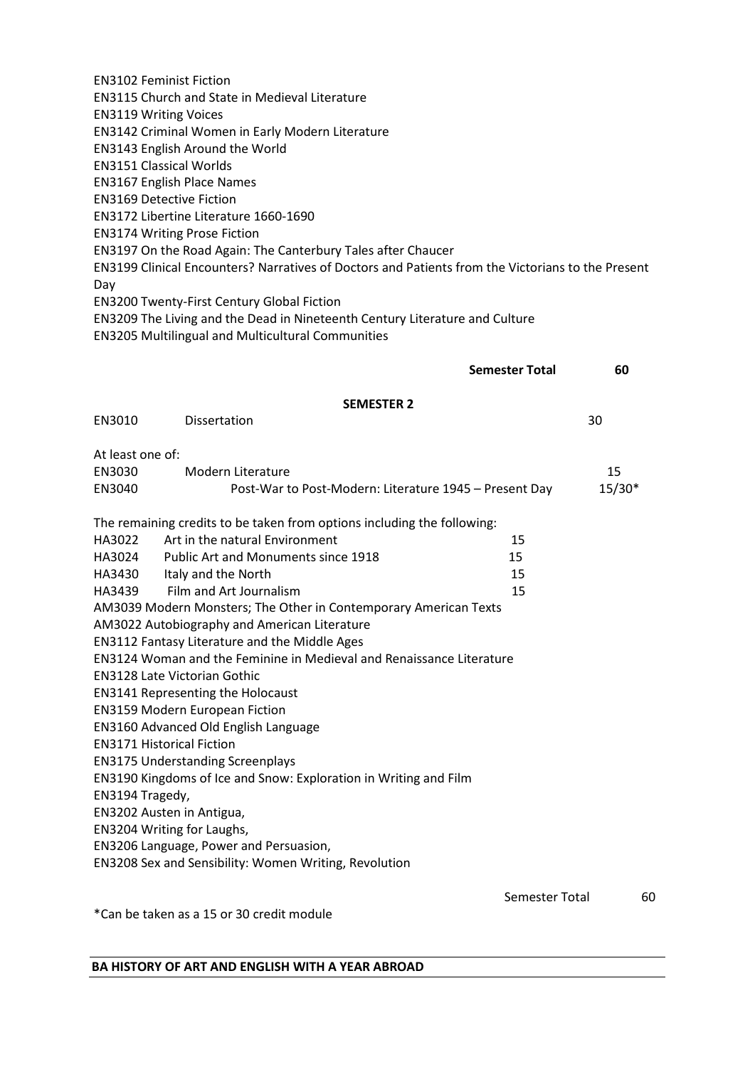EN3102 Feminist Fiction
EN3115 Church and State in Medieval Literature
EN3119 Writing Voices
EN3142 Criminal Women in Early Modern Literature
EN3143 English Around the World
EN3151 Classical Worlds
EN3167 English Place Names
EN3169 Detective Fiction
EN3172 Libertine Literature 1660-1690
EN3174 Writing Prose Fiction
EN3197 On the Road Again: The Canterbury Tales after Chaucer
EN3199 Clinical Encounters? Narratives of Doctors and Patients from the Victorians to the Present Day
EN3200 Twenty-First Century Global Fiction
EN3209 The Living and the Dead in Nineteenth Century Literature and Culture
EN3205 Multilingual and Multicultural Communities

**Semester Total** **60**

**SEMESTER 2**

| | | |
|---|---|---|
| EN3010 | Dissertation | 30 |

At least one of:

| | | |
|---|---|---|
| EN3030 | Modern Literature | 15 |
| EN3040 | Post-War to Post-Modern: Literature 1945 – Present Day | 15/30* |

The remaining credits to be taken from options including the following:

| | | |
|---|---|---|
| HA3022 | Art in the natural Environment | 15 |
| HA3024 | Public Art and Monuments since 1918 | 15 |
| HA3430 | Italy and the North | 15 |
| HA3439 | Film and Art Journalism | 15 |

AM3039 Modern Monsters; The Other in Contemporary American Texts
AM3022 Autobiography and American Literature
EN3112 Fantasy Literature and the Middle Ages
EN3124 Woman and the Feminine in Medieval and Renaissance Literature
EN3128 Late Victorian Gothic
EN3141 Representing the Holocaust
EN3159 Modern European Fiction
EN3160 Advanced Old English Language
EN3171 Historical Fiction
EN3175 Understanding Screenplays
EN3190 Kingdoms of Ice and Snow: Exploration in Writing and Film
EN3194 Tragedy,
EN3202 Austen in Antigua,
EN3204 Writing for Laughs,
EN3206 Language, Power and Persuasion,
EN3208 Sex and Sensibility: Women Writing, Revolution

Semester Total 60

*Can be taken as a 15 or 30 credit module

**BA HISTORY OF ART AND ENGLISH WITH A YEAR ABROAD**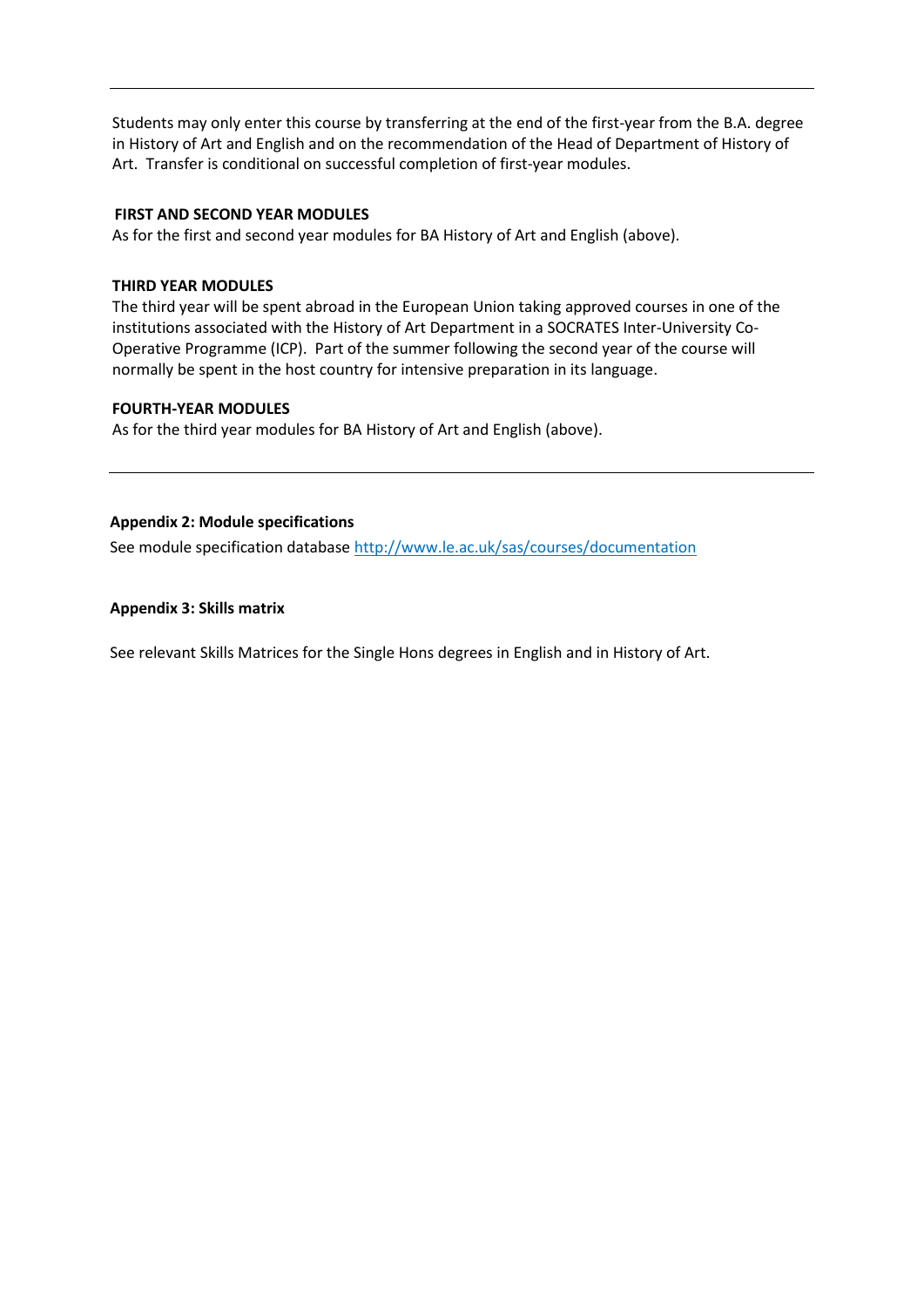---

Students may only enter this course by transferring at the end of the first-year from the B.A. degree in History of Art and English and on the recommendation of the Head of Department of History of Art. Transfer is conditional on successful completion of first-year modules.

**FIRST AND SECOND YEAR MODULES**

As for the first and second year modules for BA History of Art and English (above).

**THIRD YEAR MODULES**

The third year will be spent abroad in the European Union taking approved courses in one of the institutions associated with the History of Art Department in a SOCRATES Inter-University Co-Operative Programme (ICP). Part of the summer following the second year of the course will normally be spent in the host country for intensive preparation in its language.

**FOURTH-YEAR MODULES**

As for the third year modules for BA History of Art and English (above).

---

**Appendix 2: Module specifications**

See module specification database [http://www.le.ac.uk/sas/courses/documentation](http://www.le.ac.uk/sas/courses/documentation)

**Appendix 3: Skills matrix**

See relevant Skills Matrices for the Single Hons degrees in English and in History of Art.